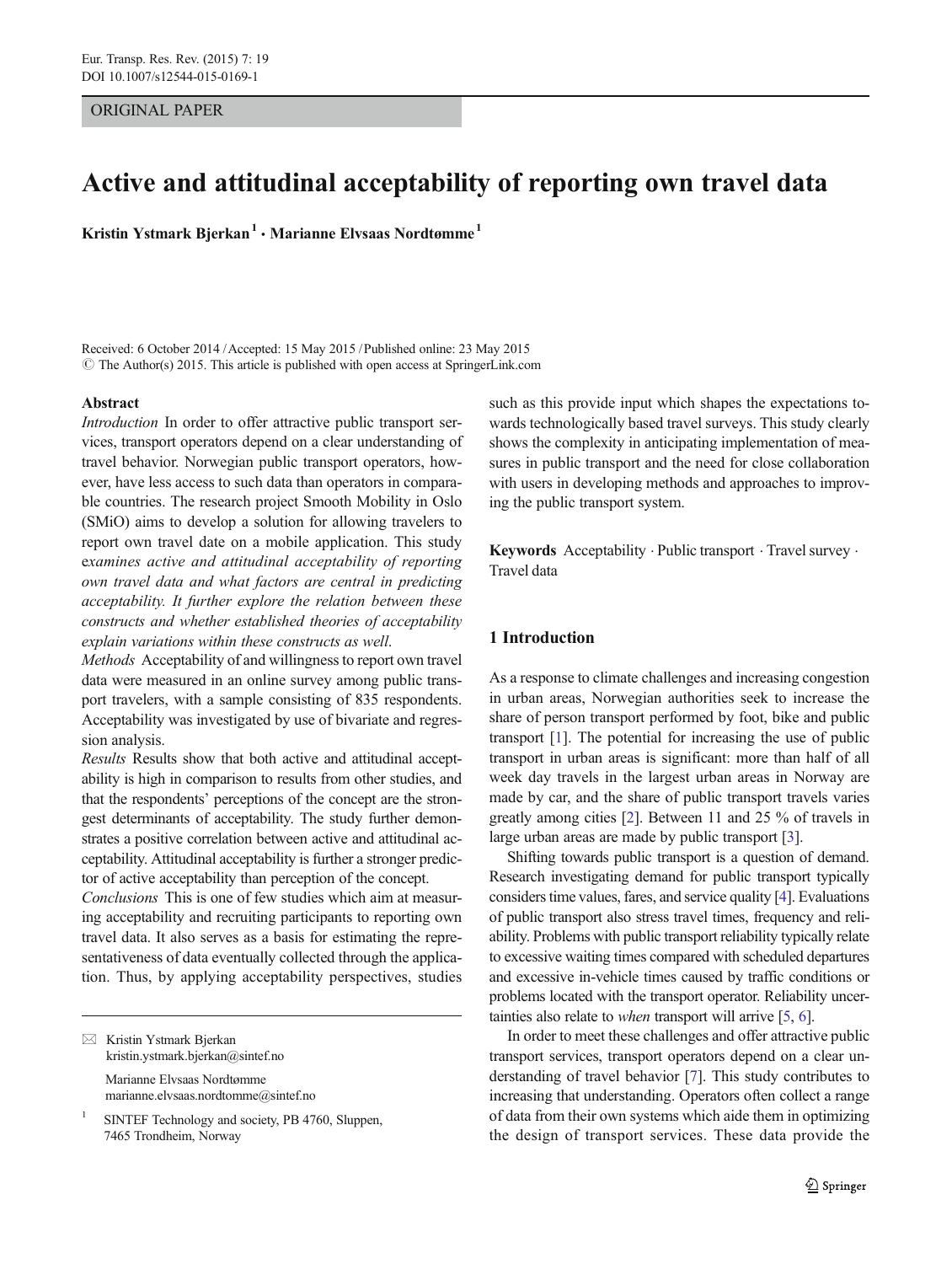ORIGINAL PAPER

# Active and attitudinal acceptability of reporting own travel data

**Kristin Ystmark Bjerkan [1] · Marianne Elvsaas Nordtømme [1]**

Received: 6 October 2014 / Accepted: 15 May 2015 / Published online: 23 May 2015
© The Author(s) 2015. This article is published with open access at SpringerLink.com

**Abstract**

*Introduction* In order to offer attractive public transport services, transport operators depend on a clear understanding of travel behavior. Norwegian public transport operators, however, have less access to such data than operators in comparable countries. The research project Smooth Mobility in Oslo (SMiO) aims to develop a solution for allowing travelers to report own travel date on a mobile application. This study e*xamines active and attitudinal acceptability of reporting own travel data and what factors are central in predicting acceptability. It further explore the relation between these constructs and whether established theories of acceptability explain variations within these constructs as well.*

*Methods* Acceptability of and willingness to report own travel data were measured in an online survey among public transport travelers, with a sample consisting of 835 respondents. Acceptability was investigated by use of bivariate and regression analysis.

*Results* Results show that both active and attitudinal acceptability is high in comparison to results from other studies, and that the respondents' perceptions of the concept are the strongest determinants of acceptability. The study further demonstrates a positive correlation between active and attitudinal acceptability. Attitudinal acceptability is further a stronger predictor of active acceptability than perception of the concept.

*Conclusions* This is one of few studies which aim at measuring acceptability and recruiting participants to reporting own travel data. It also serves as a basis for estimating the representativeness of data eventually collected through the application. Thus, by applying acceptability perspectives, studies such as this provide input which shapes the expectations towards technologically based travel surveys. This study clearly shows the complexity in anticipating implementation of measures in public transport and the need for close collaboration with users in developing methods and approaches to improving the public transport system.

**Keywords** Acceptability · Public transport · Travel survey · Travel data

✉ Kristin Ystmark Bjerkan
kristin.ystmark.bjerkan@sintef.no

Marianne Elvsaas Nordtømme
marianne.elvsaas.nordtomme@sintef.no

[1] SINTEF Technology and society, PB 4760, Sluppen, 7465 Trondheim, Norway

## 1 Introduction

As a response to climate challenges and increasing congestion in urban areas, Norwegian authorities seek to increase the share of person transport performed by foot, bike and public transport [1]. The potential for increasing the use of public transport in urban areas is significant: more than half of all week day travels in the largest urban areas in Norway are made by car, and the share of public transport travels varies greatly among cities [2]. Between 11 and 25 % of travels in large urban areas are made by public transport [3].

Shifting towards public transport is a question of demand. Research investigating demand for public transport typically considers time values, fares, and service quality [4]. Evaluations of public transport also stress travel times, frequency and reliability. Problems with public transport reliability typically relate to excessive waiting times compared with scheduled departures and excessive in-vehicle times caused by traffic conditions or problems located with the transport operator. Reliability uncertainties also relate to *when* transport will arrive [5, 6].

In order to meet these challenges and offer attractive public transport services, transport operators depend on a clear understanding of travel behavior [7]. This study contributes to increasing that understanding. Operators often collect a range of data from their own systems which aide them in optimizing the design of transport services. These data provide the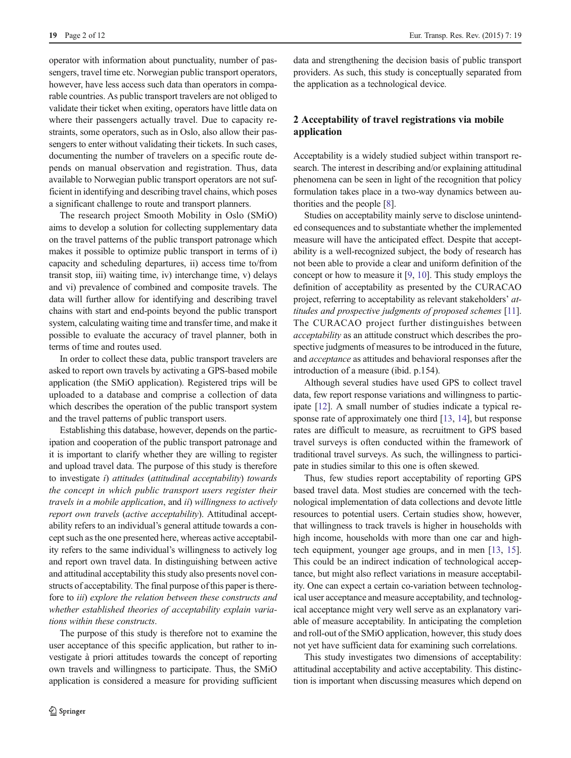operator with information about punctuality, number of passengers, travel time etc. Norwegian public transport operators, however, have less access such data than operators in comparable countries. As public transport travelers are not obliged to validate their ticket when exiting, operators have little data on where their passengers actually travel. Due to capacity restraints, some operators, such as in Oslo, also allow their passengers to enter without validating their tickets. In such cases, documenting the number of travelers on a specific route depends on manual observation and registration. Thus, data available to Norwegian public transport operators are not sufficient in identifying and describing travel chains, which poses a significant challenge to route and transport planners.

The research project Smooth Mobility in Oslo (SMiO) aims to develop a solution for collecting supplementary data on the travel patterns of the public transport patronage which makes it possible to optimize public transport in terms of i) capacity and scheduling departures, ii) access time to/from transit stop, iii) waiting time, iv) interchange time, v) delays and vi) prevalence of combined and composite travels. The data will further allow for identifying and describing travel chains with start and end-points beyond the public transport system, calculating waiting time and transfer time, and make it possible to evaluate the accuracy of travel planner, both in terms of time and routes used.

In order to collect these data, public transport travelers are asked to report own travels by activating a GPS-based mobile application (the SMiO application). Registered trips will be uploaded to a database and comprise a collection of data which describes the operation of the public transport system and the travel patterns of public transport users.

Establishing this database, however, depends on the participation and cooperation of the public transport patronage and it is important to clarify whether they are willing to register and upload travel data. The purpose of this study is therefore to investigate *i*) *attitudes* (*attitudinal acceptability*) *towards the concept in which public transport users register their travels in a mobile application*, and *ii*) *willingness to actively report own travels* (*active acceptability*). Attitudinal acceptability refers to an individual's general attitude towards a concept such as the one presented here, whereas active acceptability refers to the same individual's willingness to actively log and report own travel data. In distinguishing between active and attitudinal acceptability this study also presents novel constructs of acceptability. The final purpose of this paper is therefore to *iii*) *explore the relation between these constructs and whether established theories of acceptability explain variations within these constructs*.

The purpose of this study is therefore not to examine the user acceptance of this specific application, but rather to investigate à priori attitudes towards the concept of reporting own travels and willingness to participate. Thus, the SMiO application is considered a measure for providing sufficient data and strengthening the decision basis of public transport providers. As such, this study is conceptually separated from the application as a technological device.

## 2 Acceptability of travel registrations via mobile application

Acceptability is a widely studied subject within transport research. The interest in describing and/or explaining attitudinal phenomena can be seen in light of the recognition that policy formulation takes place in a two-way dynamics between authorities and the people [8].

Studies on acceptability mainly serve to disclose unintended consequences and to substantiate whether the implemented measure will have the anticipated effect. Despite that acceptability is a well-recognized subject, the body of research has not been able to provide a clear and uniform definition of the concept or how to measure it [9, 10]. This study employs the definition of acceptability as presented by the CURACAO project, referring to acceptability as relevant stakeholders' *attitudes and prospective judgments of proposed schemes* [11]. The CURACAO project further distinguishes between *acceptability* as an attitude construct which describes the prospective judgments of measures to be introduced in the future, and *acceptance* as attitudes and behavioral responses after the introduction of a measure (ibid. p.154).

Although several studies have used GPS to collect travel data, few report response variations and willingness to participate [12]. A small number of studies indicate a typical response rate of approximately one third [13, 14], but response rates are difficult to measure, as recruitment to GPS based travel surveys is often conducted within the framework of traditional travel surveys. As such, the willingness to participate in studies similar to this one is often skewed.

Thus, few studies report acceptability of reporting GPS based travel data. Most studies are concerned with the technological implementation of data collections and devote little resources to potential users. Certain studies show, however, that willingness to track travels is higher in households with high income, households with more than one car and high-tech equipment, younger age groups, and in men [13, 15]. This could be an indirect indication of technological acceptance, but might also reflect variations in measure acceptability. One can expect a certain co-variation between technological user acceptance and measure acceptability, and technological acceptance might very well serve as an explanatory variable of measure acceptability. In anticipating the completion and roll-out of the SMiO application, however, this study does not yet have sufficient data for examining such correlations.

This study investigates two dimensions of acceptability: attitudinal acceptability and active acceptability. This distinction is important when discussing measures which depend on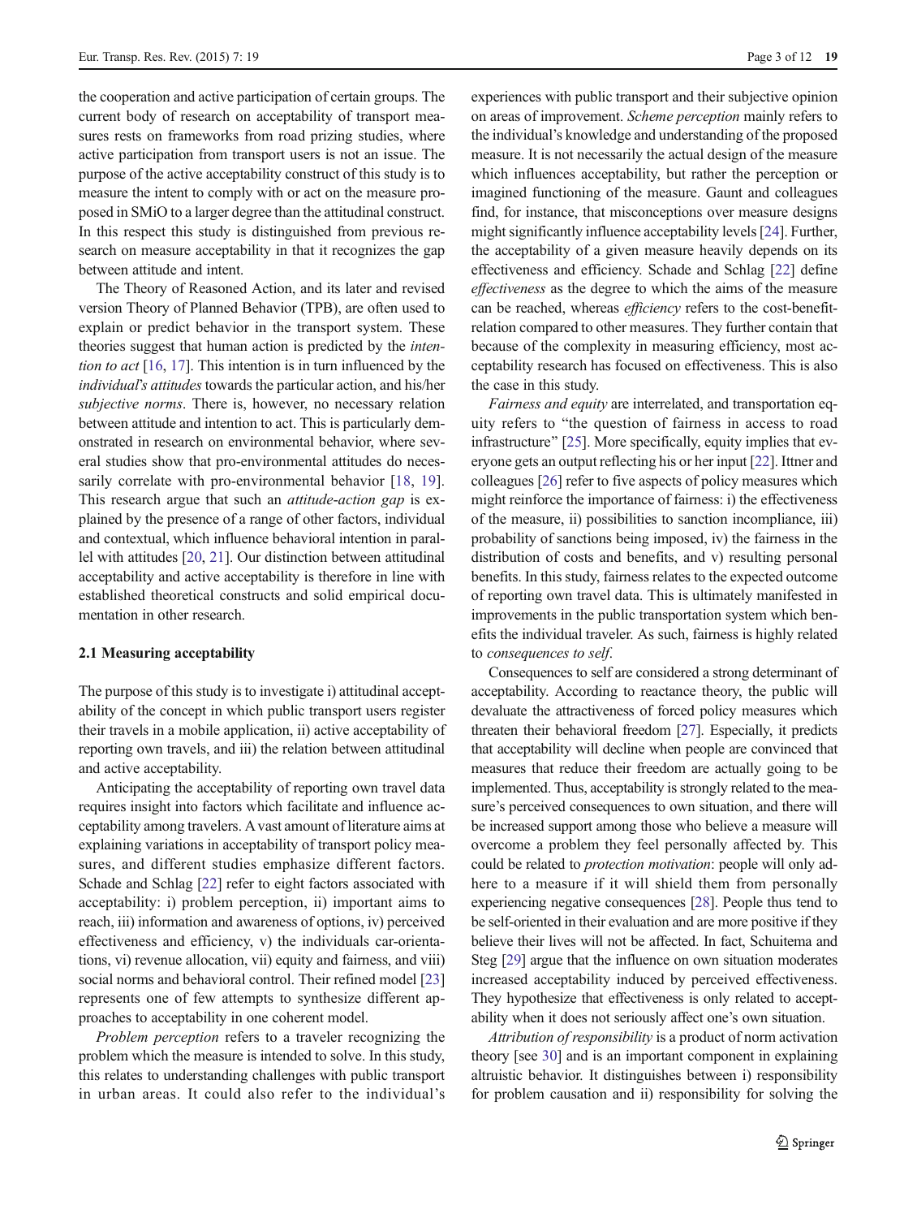the cooperation and active participation of certain groups. The current body of research on acceptability of transport measures rests on frameworks from road prizing studies, where active participation from transport users is not an issue. The purpose of the active acceptability construct of this study is to measure the intent to comply with or act on the measure proposed in SMiO to a larger degree than the attitudinal construct. In this respect this study is distinguished from previous research on measure acceptability in that it recognizes the gap between attitude and intent.

The Theory of Reasoned Action, and its later and revised version Theory of Planned Behavior (TPB), are often used to explain or predict behavior in the transport system. These theories suggest that human action is predicted by the *intention to act* [16, 17]. This intention is in turn influenced by the *individual's attitudes* towards the particular action, and his/her *subjective norms*. There is, however, no necessary relation between attitude and intention to act. This is particularly demonstrated in research on environmental behavior, where several studies show that pro-environmental attitudes do necessarily correlate with pro-environmental behavior [18, 19]. This research argue that such an *attitude-action gap* is explained by the presence of a range of other factors, individual and contextual, which influence behavioral intention in parallel with attitudes [20, 21]. Our distinction between attitudinal acceptability and active acceptability is therefore in line with established theoretical constructs and solid empirical documentation in other research.

### 2.1 Measuring acceptability

The purpose of this study is to investigate i) attitudinal acceptability of the concept in which public transport users register their travels in a mobile application, ii) active acceptability of reporting own travels, and iii) the relation between attitudinal and active acceptability.

Anticipating the acceptability of reporting own travel data requires insight into factors which facilitate and influence acceptability among travelers. A vast amount of literature aims at explaining variations in acceptability of transport policy measures, and different studies emphasize different factors. Schade and Schlag [22] refer to eight factors associated with acceptability: i) problem perception, ii) important aims to reach, iii) information and awareness of options, iv) perceived effectiveness and efficiency, v) the individuals car-orientations, vi) revenue allocation, vii) equity and fairness, and viii) social norms and behavioral control. Their refined model [23] represents one of few attempts to synthesize different approaches to acceptability in one coherent model.

*Problem perception* refers to a traveler recognizing the problem which the measure is intended to solve. In this study, this relates to understanding challenges with public transport in urban areas. It could also refer to the individual's experiences with public transport and their subjective opinion on areas of improvement. *Scheme perception* mainly refers to the individual's knowledge and understanding of the proposed measure. It is not necessarily the actual design of the measure which influences acceptability, but rather the perception or imagined functioning of the measure. Gaunt and colleagues find, for instance, that misconceptions over measure designs might significantly influence acceptability levels [24]. Further, the acceptability of a given measure heavily depends on its effectiveness and efficiency. Schade and Schlag [22] define *effectiveness* as the degree to which the aims of the measure can be reached, whereas *efficiency* refers to the cost-benefit-relation compared to other measures. They further contain that because of the complexity in measuring efficiency, most acceptability research has focused on effectiveness. This is also the case in this study.

*Fairness and equity* are interrelated, and transportation equity refers to "the question of fairness in access to road infrastructure" [25]. More specifically, equity implies that everyone gets an output reflecting his or her input [22]. Ittner and colleagues [26] refer to five aspects of policy measures which might reinforce the importance of fairness: i) the effectiveness of the measure, ii) possibilities to sanction incompliance, iii) probability of sanctions being imposed, iv) the fairness in the distribution of costs and benefits, and v) resulting personal benefits. In this study, fairness relates to the expected outcome of reporting own travel data. This is ultimately manifested in improvements in the public transportation system which benefits the individual traveler. As such, fairness is highly related to *consequences to self*.

Consequences to self are considered a strong determinant of acceptability. According to reactance theory, the public will devaluate the attractiveness of forced policy measures which threaten their behavioral freedom [27]. Especially, it predicts that acceptability will decline when people are convinced that measures that reduce their freedom are actually going to be implemented. Thus, acceptability is strongly related to the measure's perceived consequences to own situation, and there will be increased support among those who believe a measure will overcome a problem they feel personally affected by. This could be related to *protection motivation*: people will only adhere to a measure if it will shield them from personally experiencing negative consequences [28]. People thus tend to be self-oriented in their evaluation and are more positive if they believe their lives will not be affected. In fact, Schuitema and Steg [29] argue that the influence on own situation moderates increased acceptability induced by perceived effectiveness. They hypothesize that effectiveness is only related to acceptability when it does not seriously affect one's own situation.

*Attribution of responsibility* is a product of norm activation theory [see 30] and is an important component in explaining altruistic behavior. It distinguishes between i) responsibility for problem causation and ii) responsibility for solving the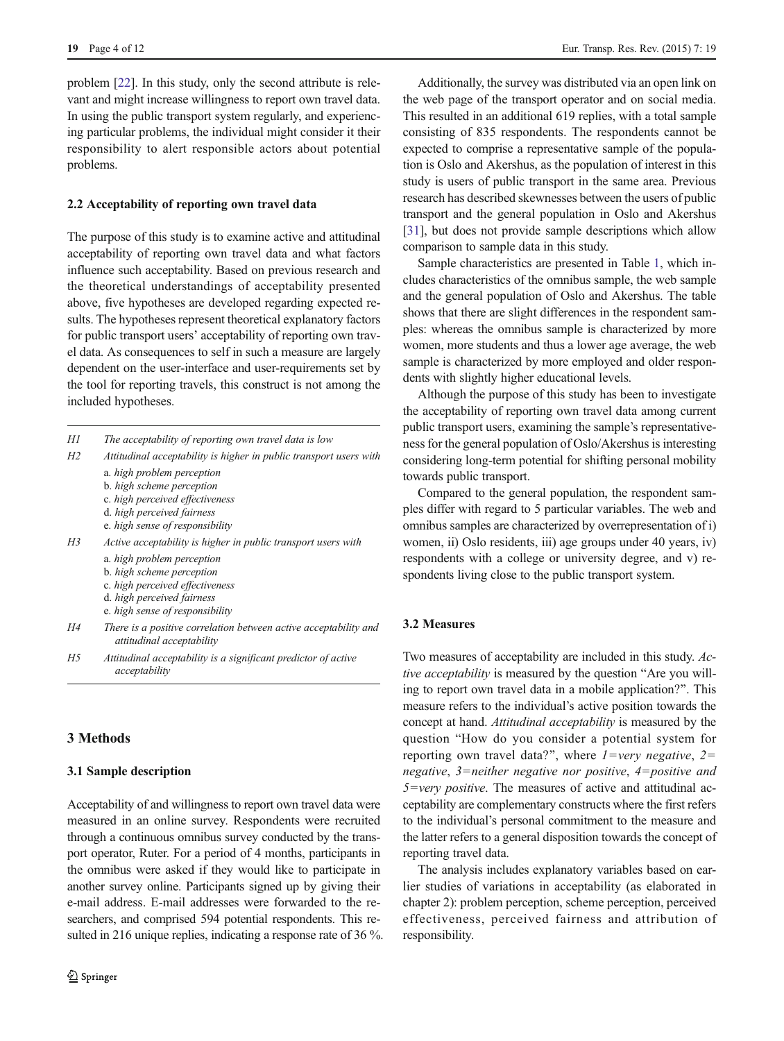problem [22]. In this study, only the second attribute is relevant and might increase willingness to report own travel data. In using the public transport system regularly, and experiencing particular problems, the individual might consider it their responsibility to alert responsible actors about potential problems.

### 2.2 Acceptability of reporting own travel data

The purpose of this study is to examine active and attitudinal acceptability of reporting own travel data and what factors influence such acceptability. Based on previous research and the theoretical understandings of acceptability presented above, five hypotheses are developed regarding expected results. The hypotheses represent theoretical explanatory factors for public transport users' acceptability of reporting own travel data. As consequences to self in such a measure are largely dependent on the user-interface and user-requirements set by the tool for reporting travels, this construct is not among the included hypotheses.

*H1* *The acceptability of reporting own travel data is low*

*H2* *Attitudinal acceptability is higher in public transport users with*
- a. *high problem perception*
- b. *high scheme perception*
- c. *high perceived effectiveness*
- d. *high perceived fairness*
- e. *high sense of responsibility*

*H3* *Active acceptability is higher in public transport users with*
- a. *high problem perception*
- b. *high scheme perception*
- c. *high perceived effectiveness*
- d. *high perceived fairness*
- e. *high sense of responsibility*

*H4* *There is a positive correlation between active acceptability and attitudinal acceptability*

*H5* *Attitudinal acceptability is a significant predictor of active acceptability*

## 3 Methods

### 3.1 Sample description

Acceptability of and willingness to report own travel data were measured in an online survey. Respondents were recruited through a continuous omnibus survey conducted by the transport operator, Ruter. For a period of 4 months, participants in the omnibus were asked if they would like to participate in another survey online. Participants signed up by giving their e-mail address. E-mail addresses were forwarded to the researchers, and comprised 594 potential respondents. This resulted in 216 unique replies, indicating a response rate of 36 %.

Additionally, the survey was distributed via an open link on the web page of the transport operator and on social media. This resulted in an additional 619 replies, with a total sample consisting of 835 respondents. The respondents cannot be expected to comprise a representative sample of the population is Oslo and Akershus, as the population of interest in this study is users of public transport in the same area. Previous research has described skewnesses between the users of public transport and the general population in Oslo and Akershus [31], but does not provide sample descriptions which allow comparison to sample data in this study.

Sample characteristics are presented in Table 1, which includes characteristics of the omnibus sample, the web sample and the general population of Oslo and Akershus. The table shows that there are slight differences in the respondent samples: whereas the omnibus sample is characterized by more women, more students and thus a lower age average, the web sample is characterized by more employed and older respondents with slightly higher educational levels.

Although the purpose of this study has been to investigate the acceptability of reporting own travel data among current public transport users, examining the sample's representativeness for the general population of Oslo/Akershus is interesting considering long-term potential for shifting personal mobility towards public transport.

Compared to the general population, the respondent samples differ with regard to 5 particular variables. The web and omnibus samples are characterized by overrepresentation of i) women, ii) Oslo residents, iii) age groups under 40 years, iv) respondents with a college or university degree, and v) respondents living close to the public transport system.

### 3.2 Measures

Two measures of acceptability are included in this study. *Active acceptability* is measured by the question "Are you willing to report own travel data in a mobile application?". This measure refers to the individual's active position towards the concept at hand. *Attitudinal acceptability* is measured by the question "How do you consider a potential system for reporting own travel data?", where *1=very negative*, *2=negative*, *3=neither negative nor positive*, *4=positive and 5=very positive*. The measures of active and attitudinal acceptability are complementary constructs where the first refers to the individual's personal commitment to the measure and the latter refers to a general disposition towards the concept of reporting travel data.

The analysis includes explanatory variables based on earlier studies of variations in acceptability (as elaborated in chapter 2): problem perception, scheme perception, perceived effectiveness, perceived fairness and attribution of responsibility.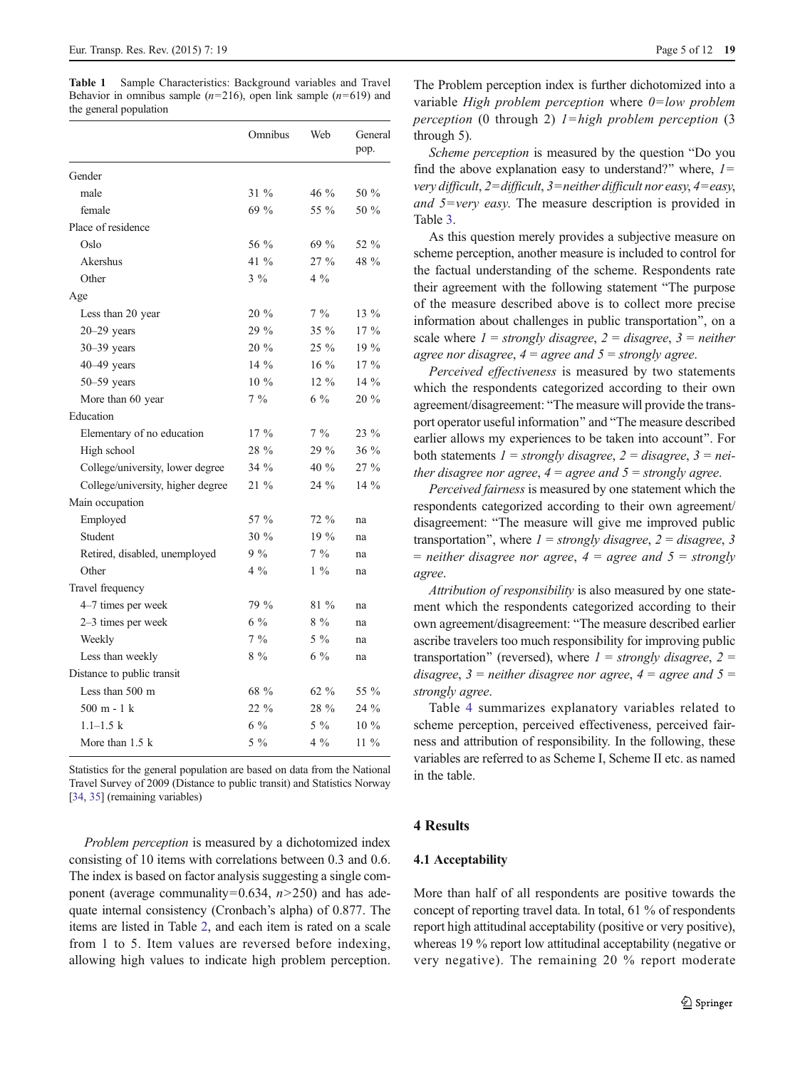**Table 1** Sample Characteristics: Background variables and Travel Behavior in omnibus sample ($n$=216), open link sample ($n$=619) and the general population

| | Omnibus | Web | General pop. |
|---|---|---|---|
| Gender | | | |
| male | 31 % | 46 % | 50 % |
| female | 69 % | 55 % | 50 % |
| Place of residence | | | |
| Oslo | 56 % | 69 % | 52 % |
| Akershus | 41 % | 27 % | 48 % |
| Other | 3 % | 4 % | |
| Age | | | |
| Less than 20 year | 20 % | 7 % | 13 % |
| 20–29 years | 29 % | 35 % | 17 % |
| 30–39 years | 20 % | 25 % | 19 % |
| 40–49 years | 14 % | 16 % | 17 % |
| 50–59 years | 10 % | 12 % | 14 % |
| More than 60 year | 7 % | 6 % | 20 % |
| Education | | | |
| Elementary of no education | 17 % | 7 % | 23 % |
| High school | 28 % | 29 % | 36 % |
| College/university, lower degree | 34 % | 40 % | 27 % |
| College/university, higher degree | 21 % | 24 % | 14 % |
| Main occupation | | | |
| Employed | 57 % | 72 % | na |
| Student | 30 % | 19 % | na |
| Retired, disabled, unemployed | 9 % | 7 % | na |
| Other | 4 % | 1 % | na |
| Travel frequency | | | |
| 4–7 times per week | 79 % | 81 % | na |
| 2–3 times per week | 6 % | 8 % | na |
| Weekly | 7 % | 5 % | na |
| Less than weekly | 8 % | 6 % | na |
| Distance to public transit | | | |
| Less than 500 m | 68 % | 62 % | 55 % |
| 500 m - 1 k | 22 % | 28 % | 24 % |
| 1.1–1.5 k | 6 % | 5 % | 10 % |
| More than 1.5 k | 5 % | 4 % | 11 % |

Statistics for the general population are based on data from the National Travel Survey of 2009 (Distance to public transit) and Statistics Norway [34, 35] (remaining variables)

*Problem perception* is measured by a dichotomized index consisting of 10 items with correlations between 0.3 and 0.6. The index is based on factor analysis suggesting a single component (average communality=0.634, $n$>250) and has adequate internal consistency (Cronbach's alpha) of 0.877. The items are listed in Table 2, and each item is rated on a scale from 1 to 5. Item values are reversed before indexing, allowing high values to indicate high problem perception. The Problem perception index is further dichotomized into a variable *High problem perception* where *0=low problem perception* (0 through 2) *1=high problem perception* (3 through 5).

*Scheme perception* is measured by the question "Do you find the above explanation easy to understand?" where, *1=very difficult, 2=difficult, 3=neither difficult nor easy, 4=easy, and 5=very easy*. The measure description is provided in Table 3.

As this question merely provides a subjective measure on scheme perception, another measure is included to control for the factual understanding of the scheme. Respondents rate their agreement with the following statement "The purpose of the measure described above is to collect more precise information about challenges in public transportation", on a scale where *1 = strongly disagree, 2 = disagree, 3 = neither agree nor disagree, 4 = agree and 5 = strongly agree*.

*Perceived effectiveness* is measured by two statements which the respondents categorized according to their own agreement/disagreement: "The measure will provide the transport operator useful information" and "The measure described earlier allows my experiences to be taken into account". For both statements *1 = strongly disagree, 2 = disagree, 3 = neither disagree nor agree, 4 = agree and 5 = strongly agree*.

*Perceived fairness* is measured by one statement which the respondents categorized according to their own agreement/disagreement: "The measure will give me improved public transportation", where *1 = strongly disagree, 2 = disagree, 3 = neither disagree nor agree, 4 = agree and 5 = strongly agree*.

*Attribution of responsibility* is also measured by one statement which the respondents categorized according to their own agreement/disagreement: "The measure described earlier ascribe travelers too much responsibility for improving public transportation" (reversed), where *1 = strongly disagree, 2 = disagree, 3 = neither disagree nor agree, 4 = agree and 5 = strongly agree*.

Table 4 summarizes explanatory variables related to scheme perception, perceived effectiveness, perceived fairness and attribution of responsibility. In the following, these variables are referred to as Scheme I, Scheme II etc. as named in the table.

## 4 Results

### 4.1 Acceptability

More than half of all respondents are positive towards the concept of reporting travel data. In total, 61 % of respondents report high attitudinal acceptability (positive or very positive), whereas 19 % report low attitudinal acceptability (negative or very negative). The remaining 20 % report moderate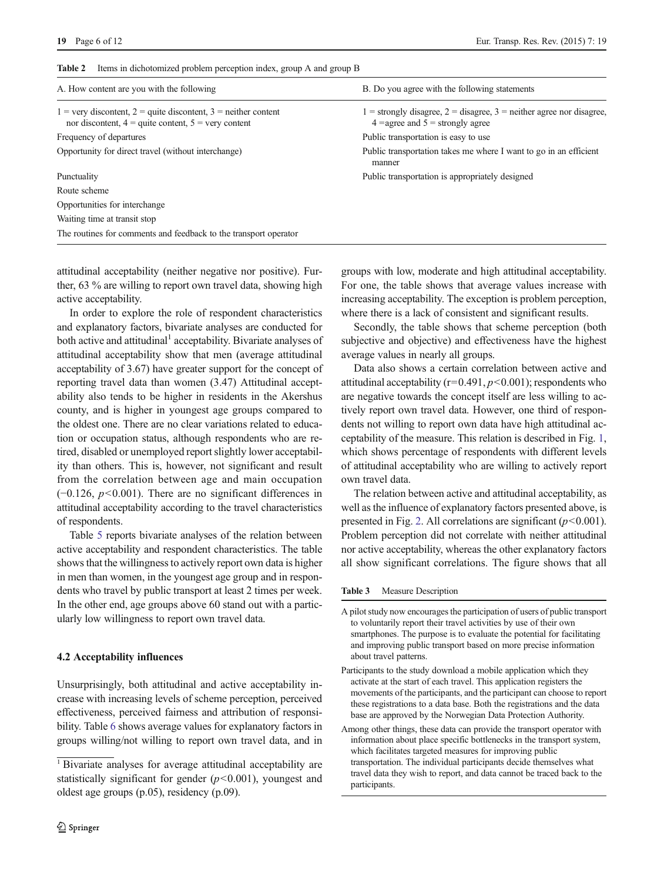**Table 2** Items in dichotomized problem perception index, group A and group B

| A. How content are you with the following | B. Do you agree with the following statements |
|---|---|
| 1 = very discontent, 2 = quite discontent, 3 = neither content nor discontent, 4 = quite content, 5 = very content | 1 = strongly disagree, 2 = disagree, 3 = neither agree nor disagree, 4 =agree and 5 = strongly agree |
| Frequency of departures | Public transportation is easy to use |
| Opportunity for direct travel (without interchange) | Public transportation takes me where I want to go in an efficient manner |
| Punctuality | Public transportation is appropriately designed |
| Route scheme | |
| Opportunities for interchange | |
| Waiting time at transit stop | |
| The routines for comments and feedback to the transport operator | |

attitudinal acceptability (neither negative nor positive). Further, 63 % are willing to report own travel data, showing high active acceptability.

In order to explore the role of respondent characteristics and explanatory factors, bivariate analyses are conducted for both active and attitudinal[1] acceptability. Bivariate analyses of attitudinal acceptability show that men (average attitudinal acceptability of 3.67) have greater support for the concept of reporting travel data than women (3.47) Attitudinal acceptability also tends to be higher in residents in the Akershus county, and is higher in youngest age groups compared to the oldest one. There are no clear variations related to education or occupation status, although respondents who are retired, disabled or unemployed report slightly lower acceptability than others. This is, however, not significant and result from the correlation between age and main occupation (−0.126, $p<0.001$). There are no significant differences in attitudinal acceptability according to the travel characteristics of respondents.

Table 5 reports bivariate analyses of the relation between active acceptability and respondent characteristics. The table shows that the willingness to actively report own data is higher in men than women, in the youngest age group and in respondents who travel by public transport at least 2 times per week. In the other end, age groups above 60 stand out with a particularly low willingness to report own travel data.

### 4.2 Acceptability influences

Unsurprisingly, both attitudinal and active acceptability increase with increasing levels of scheme perception, perceived effectiveness, perceived fairness and attribution of responsibility. Table 6 shows average values for explanatory factors in groups willing/not willing to report own travel data, and in groups with low, moderate and high attitudinal acceptability. For one, the table shows that average values increase with increasing acceptability. The exception is problem perception, where there is a lack of consistent and significant results.

Secondly, the table shows that scheme perception (both subjective and objective) and effectiveness have the highest average values in nearly all groups.

Data also shows a certain correlation between active and attitudinal acceptability ($r=0.491$, $p<0.001$); respondents who are negative towards the concept itself are less willing to actively report own travel data. However, one third of respondents not willing to report own data have high attitudinal acceptability of the measure. This relation is described in Fig. 1, which shows percentage of respondents with different levels of attitudinal acceptability who are willing to actively report own travel data.

The relation between active and attitudinal acceptability, as well as the influence of explanatory factors presented above, is presented in Fig. 2. All correlations are significant ($p<0.001$). Problem perception did not correlate with neither attitudinal nor active acceptability, whereas the other explanatory factors all show significant correlations. The figure shows that all

**Table 3** Measure Description

| |
|---|
| A pilot study now encourages the participation of users of public transport to voluntarily report their travel activities by use of their own smartphones. The purpose is to evaluate the potential for facilitating and improving public transport based on more precise information about travel patterns. |
| Participants to the study download a mobile application which they activate at the start of each travel. This application registers the movements of the participants, and the participant can choose to report these registrations to a data base. Both the registrations and the data base are approved by the Norwegian Data Protection Authority. |
| Among other things, these data can provide the transport operator with information about place specific bottlenecks in the transport system, which facilitates targeted measures for improving public transportation. The individual participants decide themselves what travel data they wish to report, and data cannot be traced back to the participants. |

[1] Bivariate analyses for average attitudinal acceptability are statistically significant for gender ($p<0.001$), youngest and oldest age groups (p.05), residency (p.09).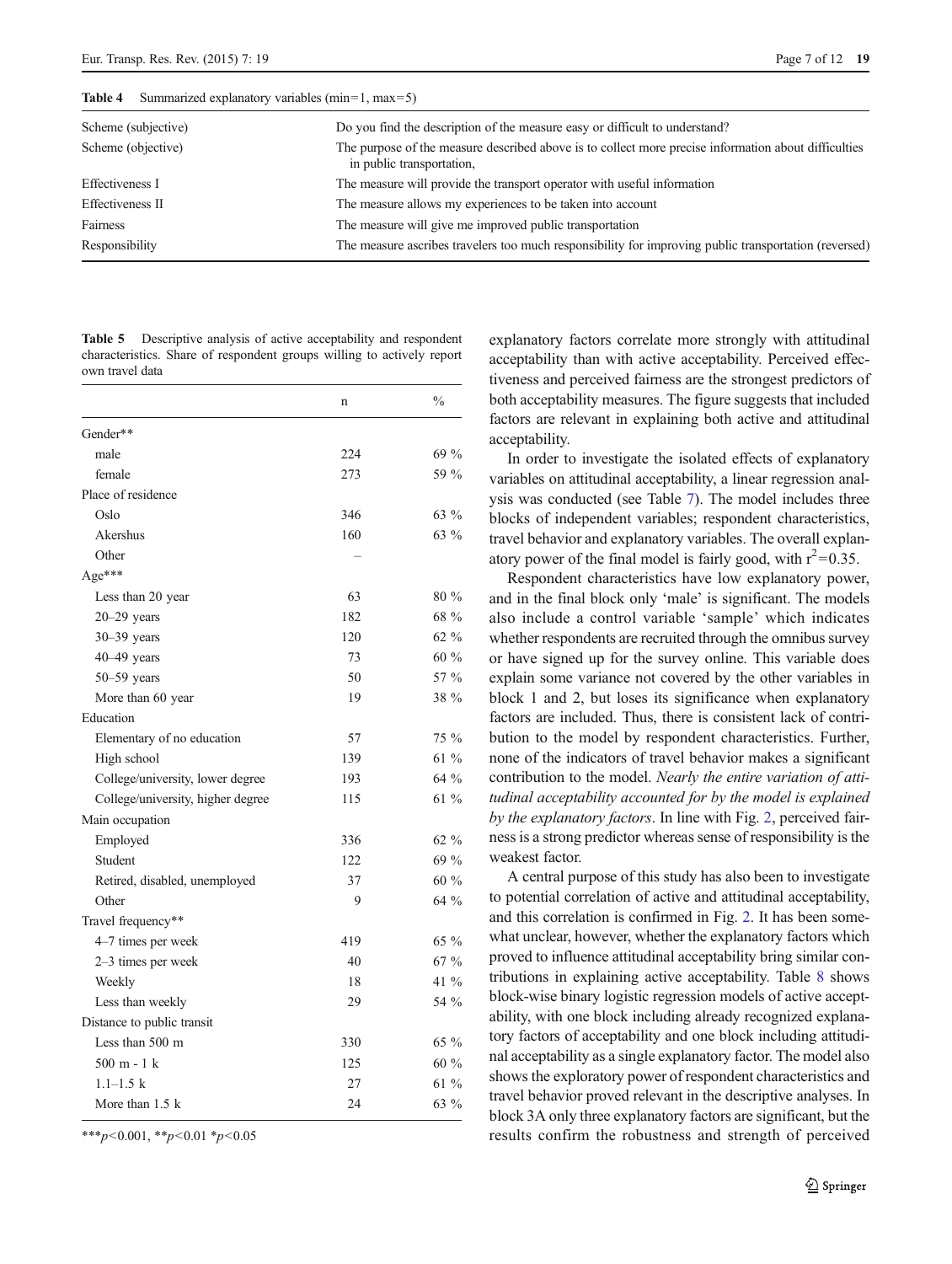**Table 4** Summarized explanatory variables (min=1, max=5)

| | |
|---|---|
| Scheme (subjective) | Do you find the description of the measure easy or difficult to understand? |
| Scheme (objective) | The purpose of the measure described above is to collect more precise information about difficulties in public transportation, |
| Effectiveness I | The measure will provide the transport operator with useful information |
| Effectiveness II | The measure allows my experiences to be taken into account |
| Fairness | The measure will give me improved public transportation |
| Responsibility | The measure ascribes travelers too much responsibility for improving public transportation (reversed) |

**Table 5** Descriptive analysis of active acceptability and respondent characteristics. Share of respondent groups willing to actively report own travel data

| | n | % |
|---|---|---|
| Gender** | | |
| male | 224 | 69 % |
| female | 273 | 59 % |
| Place of residence | | |
| Oslo | 346 | 63 % |
| Akershus | 160 | 63 % |
| Other | – | |
| Age*** | | |
| Less than 20 year | 63 | 80 % |
| 20–29 years | 182 | 68 % |
| 30–39 years | 120 | 62 % |
| 40–49 years | 73 | 60 % |
| 50–59 years | 50 | 57 % |
| More than 60 year | 19 | 38 % |
| Education | | |
| Elementary of no education | 57 | 75 % |
| High school | 139 | 61 % |
| College/university, lower degree | 193 | 64 % |
| College/university, higher degree | 115 | 61 % |
| Main occupation | | |
| Employed | 336 | 62 % |
| Student | 122 | 69 % |
| Retired, disabled, unemployed | 37 | 60 % |
| Other | 9 | 64 % |
| Travel frequency** | | |
| 4–7 times per week | 419 | 65 % |
| 2–3 times per week | 40 | 67 % |
| Weekly | 18 | 41 % |
| Less than weekly | 29 | 54 % |
| Distance to public transit | | |
| Less than 500 m | 330 | 65 % |
| 500 m - 1 k | 125 | 60 % |
| 1.1–1.5 k | 27 | 61 % |
| More than 1.5 k | 24 | 63 % |

***$p<0.001$, **$p<0.01$ *$p<0.05$

explanatory factors correlate more strongly with attitudinal acceptability than with active acceptability. Perceived effectiveness and perceived fairness are the strongest predictors of both acceptability measures. The figure suggests that included factors are relevant in explaining both active and attitudinal acceptability.

In order to investigate the isolated effects of explanatory variables on attitudinal acceptability, a linear regression analysis was conducted (see Table 7). The model includes three blocks of independent variables; respondent characteristics, travel behavior and explanatory variables. The overall explanatory power of the final model is fairly good, with $r^2=0.35$.

Respondent characteristics have low explanatory power, and in the final block only 'male' is significant. The models also include a control variable 'sample' which indicates whether respondents are recruited through the omnibus survey or have signed up for the survey online. This variable does explain some variance not covered by the other variables in block 1 and 2, but loses its significance when explanatory factors are included. Thus, there is consistent lack of contribution to the model by respondent characteristics. Further, none of the indicators of travel behavior makes a significant contribution to the model. *Nearly the entire variation of attitudinal acceptability accounted for by the model is explained by the explanatory factors*. In line with Fig. 2, perceived fairness is a strong predictor whereas sense of responsibility is the weakest factor.

A central purpose of this study has also been to investigate to potential correlation of active and attitudinal acceptability, and this correlation is confirmed in Fig. 2. It has been somewhat unclear, however, whether the explanatory factors which proved to influence attitudinal acceptability bring similar contributions in explaining active acceptability. Table 8 shows block-wise binary logistic regression models of active acceptability, with one block including already recognized explanatory factors of acceptability and one block including attitudinal acceptability as a single explanatory factor. The model also shows the exploratory power of respondent characteristics and travel behavior proved relevant in the descriptive analyses. In block 3A only three explanatory factors are significant, but the results confirm the robustness and strength of perceived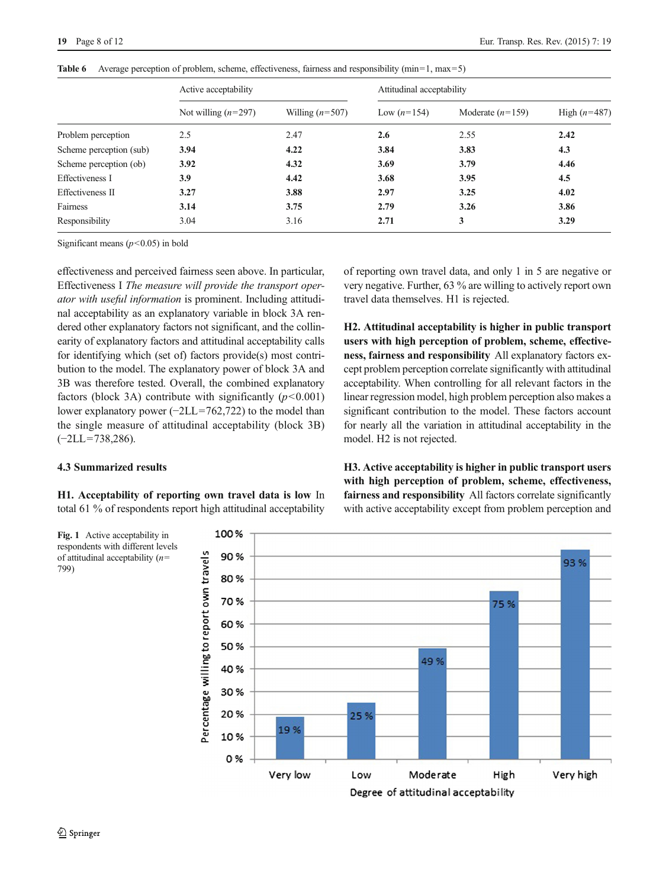**Table 6** Average perception of problem, scheme, effectiveness, fairness and responsibility (min=1, max=5)

| | Active acceptability | | Attitudinal acceptability | | |
|---|---|---|---|---|---|
| | Not willing ($n$=297) | Willing ($n$=507) | Low ($n$=154) | Moderate ($n$=159) | High ($n$=487) |
| Problem perception | 2.5 | 2.47 | **2.6** | 2.55 | **2.42** |
| Scheme perception (sub) | **3.94** | **4.22** | **3.84** | **3.83** | **4.3** |
| Scheme perception (ob) | **3.92** | **4.32** | **3.69** | **3.79** | **4.46** |
| Effectiveness I | **3.9** | **4.42** | **3.68** | **3.95** | **4.5** |
| Effectiveness II | **3.27** | **3.88** | **2.97** | **3.25** | **4.02** |
| Fairness | **3.14** | **3.75** | **2.79** | **3.26** | **3.86** |
| Responsibility | 3.04 | 3.16 | **2.71** | **3** | **3.29** |

Significant means ($p<0.05$) in bold

effectiveness and perceived fairness seen above. In particular, Effectiveness I *The measure will provide the transport operator with useful information* is prominent. Including attitudinal acceptability as an explanatory variable in block 3A rendered other explanatory factors not significant, and the collinearity of explanatory factors and attitudinal acceptability calls for identifying which (set of) factors provide(s) most contribution to the model. The explanatory power of block 3A and 3B was therefore tested. Overall, the combined explanatory factors (block 3A) contribute with significantly ($p<0.001$) lower explanatory power (−2LL=762,722) to the model than the single measure of attitudinal acceptability (block 3B) (−2LL=738,286).

### 4.3 Summarized results

**H1. Acceptability of reporting own travel data is low** In total 61 % of respondents report high attitudinal acceptability of reporting own travel data, and only 1 in 5 are negative or very negative. Further, 63 % are willing to actively report own travel data themselves. H1 is rejected.

**H2. Attitudinal acceptability is higher in public transport users with high perception of problem, scheme, effectiveness, fairness and responsibility** All explanatory factors except problem perception correlate significantly with attitudinal acceptability. When controlling for all relevant factors in the linear regression model, high problem perception also makes a significant contribution to the model. These factors account for nearly all the variation in attitudinal acceptability in the model. H2 is not rejected.

**H3. Active acceptability is higher in public transport users with high perception of problem, scheme, effectiveness, fairness and responsibility** All factors correlate significantly with active acceptability except from problem perception and

**Fig. 1** Active acceptability in respondents with different levels of attitudinal acceptability ($n$=799)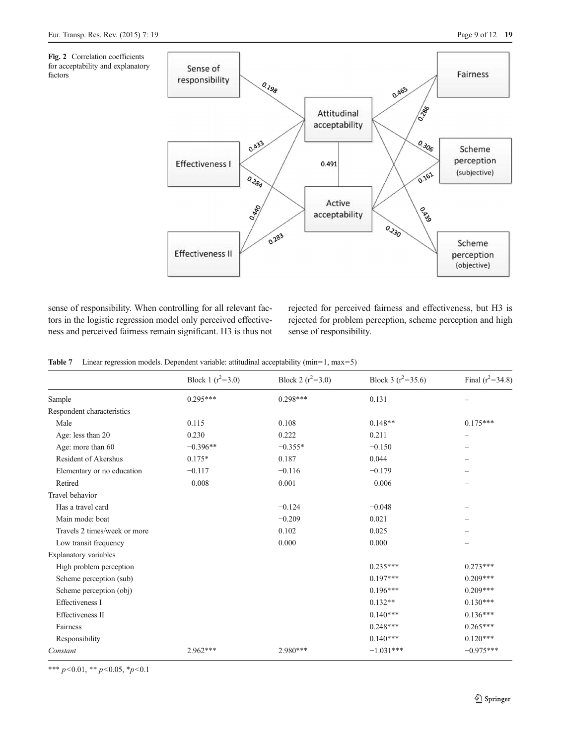**Fig. 2** Correlation coefficients for acceptability and explanatory factors

sense of responsibility. When controlling for all relevant factors in the logistic regression model only perceived effectiveness and perceived fairness remain significant. H3 is thus not rejected for perceived fairness and effectiveness, but H3 is rejected for problem perception, scheme perception and high sense of responsibility.

**Table 7** Linear regression models. Dependent variable: attitudinal acceptability (min=1, max=5)

| | Block 1 ($r^2$=3.0) | Block 2 ($r^2$=3.0) | Block 3 ($r^2$=35.6) | Final ($r^2$=34.8) |
|---|---|---|---|---|
| Sample | 0.295*** | 0.298*** | 0.131 | – |
| Respondent characteristics | | | | |
| Male | 0.115 | 0.108 | 0.148** | 0.175*** |
| Age: less than 20 | 0.230 | 0.222 | 0.211 | – |
| Age: more than 60 | −0.396** | −0.355* | −0.150 | – |
| Resident of Akershus | 0.175* | 0.187 | 0.044 | – |
| Elementary or no education | −0.117 | −0.116 | −0.179 | – |
| Retired | −0.008 | 0.001 | −0.006 | – |
| Travel behavior | | | | |
| Has a travel card | | −0.124 | −0.048 | – |
| Main mode: boat | | −0.209 | 0.021 | – |
| Travels 2 times/week or more | | 0.102 | 0.025 | – |
| Low transit frequency | | 0.000 | 0.000 | – |
| Explanatory variables | | | | |
| High problem perception | | | 0.235*** | 0.273*** |
| Scheme perception (sub) | | | 0.197*** | 0.209*** |
| Scheme perception (obj) | | | 0.196*** | 0.209*** |
| Effectiveness I | | | 0.132** | 0.130*** |
| Effectiveness II | | | 0.140*** | 0.136*** |
| Fairness | | | 0.248*** | 0.265*** |
| Responsibility | | | 0.140*** | 0.120*** |
| *Constant* | 2.962*** | 2.980*** | −1.031*** | −0.975*** |

*** $p<0.01$, ** $p<0.05$, * $p<0.1$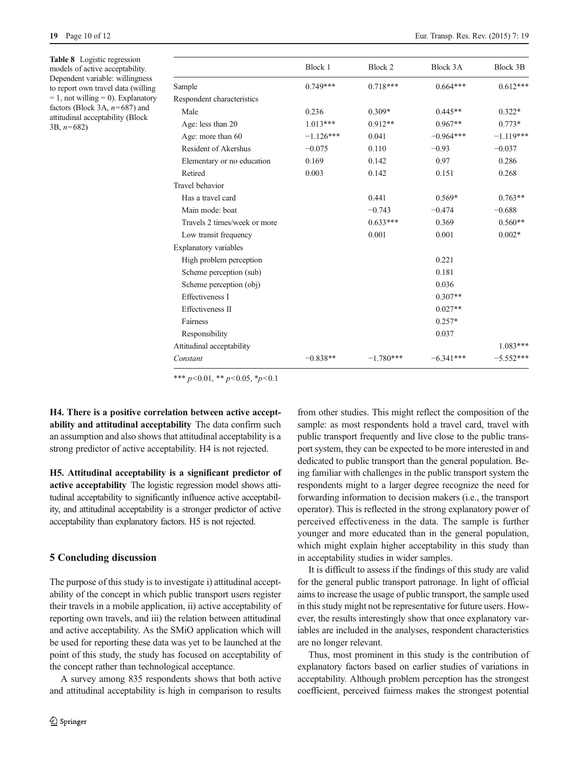**Table 8** Logistic regression models of active acceptability. Dependent variable: willingness to report own travel data (willing = 1, not willing = 0). Explanatory factors (Block 3A, $n$=687) and attitudinal acceptability (Block 3B, $n$=682)

| | Block 1 | Block 2 | Block 3A | Block 3B |
|---|---|---|---|---|
| Sample | 0.749*** | 0.718*** | 0.664*** | 0.612*** |
| Respondent characteristics | | | | |
| Male | 0.236 | 0.309* | 0.445** | 0.322* |
| Age: less than 20 | 1.013*** | 0.912** | 0.967** | 0.773* |
| Age: more than 60 | −1.126*** | 0.041 | −0.964*** | −1.119*** |
| Resident of Akershus | −0.075 | 0.110 | −0.93 | −0.037 |
| Elementary or no education | 0.169 | 0.142 | 0.97 | 0.286 |
| Retired | 0.003 | 0.142 | 0.151 | 0.268 |
| Travel behavior | | | | |
| Has a travel card | | 0.441 | 0.569* | 0.763** |
| Main mode: boat | | −0.743 | −0.474 | −0.688 |
| Travels 2 times/week or more | | 0.633*** | 0.369 | 0.560** |
| Low transit frequency | | 0.001 | 0.001 | 0.002* |
| Explanatory variables | | | | |
| High problem perception | | | 0.221 | |
| Scheme perception (sub) | | | 0.181 | |
| Scheme perception (obj) | | | 0.036 | |
| Effectiveness I | | | 0.307** | |
| Effectiveness II | | | 0.027** | |
| Fairness | | | 0.257* | |
| Responsibility | | | 0.037 | |
| Attitudinal acceptability | | | | 1.083*** |
| *Constant* | −0.838** | −1.780*** | −6.341*** | −5.552*** |

*** $p<0.01$, ** $p<0.05$, * $p<0.1$

**H4. There is a positive correlation between active acceptability and attitudinal acceptability** The data confirm such an assumption and also shows that attitudinal acceptability is a strong predictor of active acceptability. H4 is not rejected.

**H5. Attitudinal acceptability is a significant predictor of active acceptability** The logistic regression model shows attitudinal acceptability to significantly influence active acceptability, and attitudinal acceptability is a stronger predictor of active acceptability than explanatory factors. H5 is not rejected.

## 5 Concluding discussion

The purpose of this study is to investigate i) attitudinal acceptability of the concept in which public transport users register their travels in a mobile application, ii) active acceptability of reporting own travels, and iii) the relation between attitudinal and active acceptability. As the SMiO application which will be used for reporting these data was yet to be launched at the point of this study, the study has focused on acceptability of the concept rather than technological acceptance.

A survey among 835 respondents shows that both active and attitudinal acceptability is high in comparison to results from other studies. This might reflect the composition of the sample: as most respondents hold a travel card, travel with public transport frequently and live close to the public transport system, they can be expected to be more interested in and dedicated to public transport than the general population. Being familiar with challenges in the public transport system the respondents might to a larger degree recognize the need for forwarding information to decision makers (i.e., the transport operator). This is reflected in the strong explanatory power of perceived effectiveness in the data. The sample is further younger and more educated than in the general population, which might explain higher acceptability in this study than in acceptability studies in wider samples.

It is difficult to assess if the findings of this study are valid for the general public transport patronage. In light of official aims to increase the usage of public transport, the sample used in this study might not be representative for future users. However, the results interestingly show that once explanatory variables are included in the analyses, respondent characteristics are no longer relevant.

Thus, most prominent in this study is the contribution of explanatory factors based on earlier studies of variations in acceptability. Although problem perception has the strongest coefficient, perceived fairness makes the strongest potential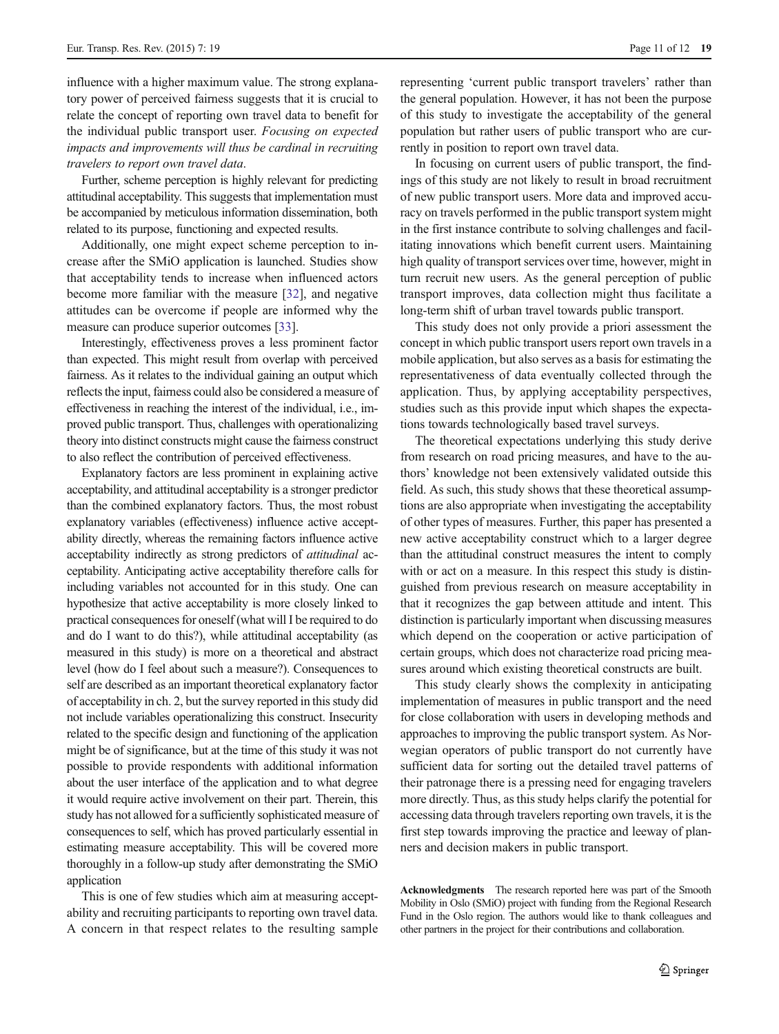influence with a higher maximum value. The strong explanatory power of perceived fairness suggests that it is crucial to relate the concept of reporting own travel data to benefit for the individual public transport user. *Focusing on expected impacts and improvements will thus be cardinal in recruiting travelers to report own travel data*.

Further, scheme perception is highly relevant for predicting attitudinal acceptability. This suggests that implementation must be accompanied by meticulous information dissemination, both related to its purpose, functioning and expected results.

Additionally, one might expect scheme perception to increase after the SMiO application is launched. Studies show that acceptability tends to increase when influenced actors become more familiar with the measure [32], and negative attitudes can be overcome if people are informed why the measure can produce superior outcomes [33].

Interestingly, effectiveness proves a less prominent factor than expected. This might result from overlap with perceived fairness. As it relates to the individual gaining an output which reflects the input, fairness could also be considered a measure of effectiveness in reaching the interest of the individual, i.e., improved public transport. Thus, challenges with operationalizing theory into distinct constructs might cause the fairness construct to also reflect the contribution of perceived effectiveness.

Explanatory factors are less prominent in explaining active acceptability, and attitudinal acceptability is a stronger predictor than the combined explanatory factors. Thus, the most robust explanatory variables (effectiveness) influence active acceptability directly, whereas the remaining factors influence active acceptability indirectly as strong predictors of *attitudinal* acceptability. Anticipating active acceptability therefore calls for including variables not accounted for in this study. One can hypothesize that active acceptability is more closely linked to practical consequences for oneself (what will I be required to do and do I want to do this?), while attitudinal acceptability (as measured in this study) is more on a theoretical and abstract level (how do I feel about such a measure?). Consequences to self are described as an important theoretical explanatory factor of acceptability in ch. 2, but the survey reported in this study did not include variables operationalizing this construct. Insecurity related to the specific design and functioning of the application might be of significance, but at the time of this study it was not possible to provide respondents with additional information about the user interface of the application and to what degree it would require active involvement on their part. Therein, this study has not allowed for a sufficiently sophisticated measure of consequences to self, which has proved particularly essential in estimating measure acceptability. This will be covered more thoroughly in a follow-up study after demonstrating the SMiO application

This is one of few studies which aim at measuring acceptability and recruiting participants to reporting own travel data. A concern in that respect relates to the resulting sample representing 'current public transport travelers' rather than the general population. However, it has not been the purpose of this study to investigate the acceptability of the general population but rather users of public transport who are currently in position to report own travel data.

In focusing on current users of public transport, the findings of this study are not likely to result in broad recruitment of new public transport users. More data and improved accuracy on travels performed in the public transport system might in the first instance contribute to solving challenges and facilitating innovations which benefit current users. Maintaining high quality of transport services over time, however, might in turn recruit new users. As the general perception of public transport improves, data collection might thus facilitate a long-term shift of urban travel towards public transport.

This study does not only provide a priori assessment the concept in which public transport users report own travels in a mobile application, but also serves as a basis for estimating the representativeness of data eventually collected through the application. Thus, by applying acceptability perspectives, studies such as this provide input which shapes the expectations towards technologically based travel surveys.

The theoretical expectations underlying this study derive from research on road pricing measures, and have to the authors' knowledge not been extensively validated outside this field. As such, this study shows that these theoretical assumptions are also appropriate when investigating the acceptability of other types of measures. Further, this paper has presented a new active acceptability construct which to a larger degree than the attitudinal construct measures the intent to comply with or act on a measure. In this respect this study is distinguished from previous research on measure acceptability in that it recognizes the gap between attitude and intent. This distinction is particularly important when discussing measures which depend on the cooperation or active participation of certain groups, which does not characterize road pricing measures around which existing theoretical constructs are built.

This study clearly shows the complexity in anticipating implementation of measures in public transport and the need for close collaboration with users in developing methods and approaches to improving the public transport system. As Norwegian operators of public transport do not currently have sufficient data for sorting out the detailed travel patterns of their patronage there is a pressing need for engaging travelers more directly. Thus, as this study helps clarify the potential for accessing data through travelers reporting own travels, it is the first step towards improving the practice and leeway of planners and decision makers in public transport.

**Acknowledgments** The research reported here was part of the Smooth Mobility in Oslo (SMiO) project with funding from the Regional Research Fund in the Oslo region. The authors would like to thank colleagues and other partners in the project for their contributions and collaboration.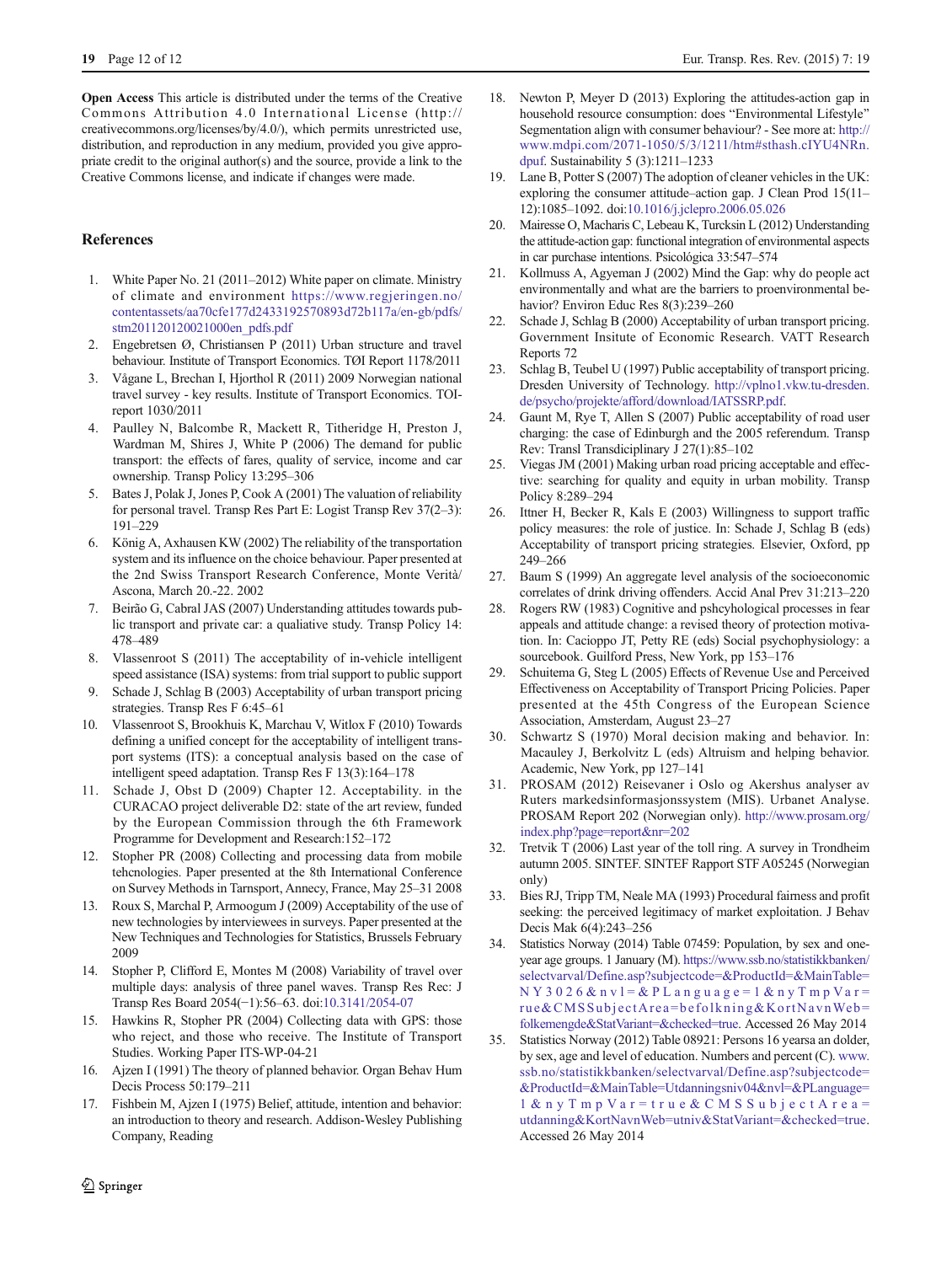**Open Access** This article is distributed under the terms of the Creative Commons Attribution 4.0 International License (http://creativecommons.org/licenses/by/4.0/), which permits unrestricted use, distribution, and reproduction in any medium, provided you give appropriate credit to the original author(s) and the source, provide a link to the Creative Commons license, and indicate if changes were made.

## References

1. White Paper No. 21 (2011–2012) White paper on climate. Ministry of climate and environment https://www.regjeringen.no/contentassets/aa70cfe177d2433192570893d72b117a/en-gb/pdfs/stm201120120021000en_pdfs.pdf
2. Engebretsen Ø, Christiansen P (2011) Urban structure and travel behaviour. Institute of Transport Economics. TØI Report 1178/2011
3. Vågane L, Brechan I, Hjorthol R (2011) 2009 Norwegian national travel survey - key results. Institute of Transport Economics. TOI-report 1030/2011
4. Paulley N, Balcombe R, Mackett R, Titheridge H, Preston J, Wardman M, Shires J, White P (2006) The demand for public transport: the effects of fares, quality of service, income and car ownership. Transp Policy 13:295–306
5. Bates J, Polak J, Jones P, Cook A (2001) The valuation of reliability for personal travel. Transp Res Part E: Logist Transp Rev 37(2–3): 191–229
6. König A, Axhausen KW (2002) The reliability of the transportation system and its influence on the choice behaviour. Paper presented at the 2nd Swiss Transport Research Conference, Monte Verità/Ascona, March 20.-22. 2002
7. Beirão G, Cabral JAS (2007) Understanding attitudes towards public transport and private car: a qualiative study. Transp Policy 14: 478–489
8. Vlassenroot S (2011) The acceptability of in-vehicle intelligent speed assistance (ISA) systems: from trial support to public support
9. Schade J, Schlag B (2003) Acceptability of urban transport pricing strategies. Transp Res F 6:45–61
10. Vlassenroot S, Brookhuis K, Marchau V, Witlox F (2010) Towards defining a unified concept for the acceptability of intelligent transport systems (ITS): a conceptual analysis based on the case of intelligent speed adaptation. Transp Res F 13(3):164–178
11. Schade J, Obst D (2009) Chapter 12. Acceptability. in the CURACAO project deliverable D2: state of the art review, funded by the European Commission through the 6th Framework Programme for Development and Research:152–172
12. Stopher PR (2008) Collecting and processing data from mobile tehcnologies. Paper presented at the 8th International Conference on Survey Methods in Tarnsport, Annecy, France, May 25–31 2008
13. Roux S, Marchal P, Armoogum J (2009) Acceptability of the use of new technologies by interviewees in surveys. Paper presented at the New Techniques and Technologies for Statistics, Brussels February 2009
14. Stopher P, Clifford E, Montes M (2008) Variability of travel over multiple days: analysis of three panel waves. Transp Res Rec: J Transp Res Board 2054(−1):56–63. doi:10.3141/2054-07
15. Hawkins R, Stopher PR (2004) Collecting data with GPS: those who reject, and those who receive. The Institute of Transport Studies. Working Paper ITS-WP-04-21
16. Ajzen I (1991) The theory of planned behavior. Organ Behav Hum Decis Process 50:179–211
17. Fishbein M, Ajzen I (1975) Belief, attitude, intention and behavior: an introduction to theory and research. Addison-Wesley Publishing Company, Reading
18. Newton P, Meyer D (2013) Exploring the attitudes-action gap in household resource consumption: does "Environmental Lifestyle" Segmentation align with consumer behaviour? - See more at: http://www.mdpi.com/2071-1050/5/3/1211/htm#sthash.cIYU4NRn.dpuf. Sustainability 5 (3):1211–1233
19. Lane B, Potter S (2007) The adoption of cleaner vehicles in the UK: exploring the consumer attitude–action gap. J Clean Prod 15(11–12):1085–1092. doi:10.1016/j.jclepro.2006.05.026
20. Mairesse O, Macharis C, Lebeau K, Turcksin L (2012) Understanding the attitude-action gap: functional integration of environmental aspects in car purchase intentions. Psicológica 33:547–574
21. Kollmuss A, Agyeman J (2002) Mind the Gap: why do people act environmentally and what are the barriers to proenvironmental behavior? Environ Educ Res 8(3):239–260
22. Schade J, Schlag B (2000) Acceptability of urban transport pricing. Government Insitute of Economic Research. VATT Research Reports 72
23. Schlag B, Teubel U (1997) Public acceptability of transport pricing. Dresden University of Technology. http://vplno1.vkw.tu-dresden.de/psycho/projekte/afford/download/IATSSRP.pdf.
24. Gaunt M, Rye T, Allen S (2007) Public acceptability of road user charging: the case of Edinburgh and the 2005 referendum. Transp Rev: Transl Transdiciplinary J 27(1):85–102
25. Viegas JM (2001) Making urban road pricing acceptable and effective: searching for quality and equity in urban mobility. Transp Policy 8:289–294
26. Ittner H, Becker R, Kals E (2003) Willingness to support traffic policy measures: the role of justice. In: Schade J, Schlag B (eds) Acceptability of transport pricing strategies. Elsevier, Oxford, pp 249–266
27. Baum S (1999) An aggregate level analysis of the socioeconomic correlates of drink driving offenders. Accid Anal Prev 31:213–220
28. Rogers RW (1983) Cognitive and pshcyhological processes in fear appeals and attitude change: a revised theory of protection motivation. In: Cacioppo JT, Petty RE (eds) Social psychophysiology: a sourcebook. Guilford Press, New York, pp 153–176
29. Schuitema G, Steg L (2005) Effects of Revenue Use and Perceived Effectiveness on Acceptability of Transport Pricing Policies. Paper presented at the 45th Congress of the European Science Association, Amsterdam, August 23–27
30. Schwartz S (1970) Moral decision making and behavior. In: Macauley J, Berkolvitz L (eds) Altruism and helping behavior. Academic, New York, pp 127–141
31. PROSAM (2012) Reisevaner i Oslo og Akershus analyser av Ruters markedsinformasjonssystem (MIS). Urbanet Analyse. PROSAM Report 202 (Norwegian only). http://www.prosam.org/index.php?page=report&nr=202
32. Tretvik T (2006) Last year of the toll ring. A survey in Trondheim autumn 2005. SINTEF. SINTEF Rapport STF A05245 (Norwegian only)
33. Bies RJ, Tripp TM, Neale MA (1993) Procedural fairness and profit seeking: the perceived legitimacy of market exploitation. J Behav Decis Mak 6(4):243–256
34. Statistics Norway (2014) Table 07459: Population, by sex and one-year age groups. 1 January (M). https://www.ssb.no/statistikkbanken/selectvarval/Define.asp?subjectcode=&ProductId=&MainTable=NY3026&nvl=&PLanguage=1&nyTmpVar=true&CMSSubjectArea=befolkning&KortNavnWeb=folkemengde&StatVariant=&checked=true. Accessed 26 May 2014
35. Statistics Norway (2012) Table 08921: Persons 16 yearsa an dolder, by sex, age and level of education. Numbers and percent (C). www.ssb.no/statistikkbanken/selectvarval/Define.asp?subjectcode=&ProductId=&MainTable=Utdanningsniv04&nvl=&PLanguage=1&nyTmpVar=true&CMSSubjectArea=utdanning&KortNavnWeb=utniv&StatVariant=&checked=true. Accessed 26 May 2014